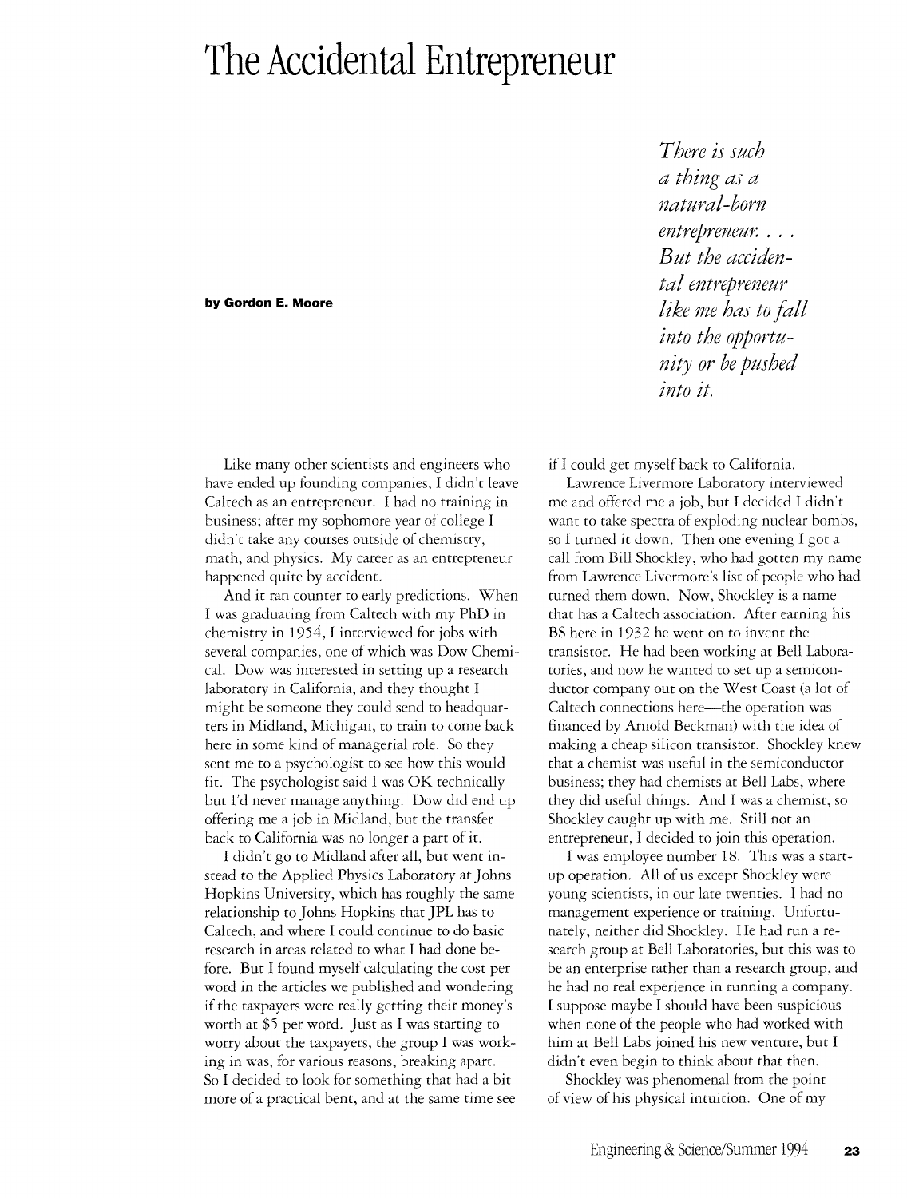# The Accidental Entrepreneur

**by Gordon E. Moore**

*There is such a thing as a natural-born entrepreneur. . . . But the accidental entrepreneur like me has to fall into the opportunity or be pushed into it.*

Like many other scientists and engineers who have ended up founding companies, I didn't leave Caltech as an entrepreneur. I had no training in business; after my sophomore year of college I didn't take any courses outside of chemistry, math, and physics. My career as an entrepreneur happened quite by accident.

And it ran counter to early predictions. When I was graduating from Caltech with my PhD in chemistry in 1954, I interviewed for jobs with several companies, one of which was Dow Chemical. Dow was interested in setting up a research laboratory in California, and they thought I might be someone they could send to headquarters in Midland, Michigan, to train to come back here in some kind of managerial role. So they sent me to a psychologist to see how this would fit. The psychologist said I was OK technically but I'd never manage anything. Dow did end up offering me a job in Midland, but the transfer back to California was no longer a part of it.

I didn't go to Midland after all, but went instead to the Applied Physics Laboratory at Johns Hopkins University, which has roughly the same relationship to Johns Hopkins that JPL has to Caltech, and where I could continue to do basic research in areas related to what I had done before. But I found myself calculating the cost per word in the articles we published and wondering if the taxpayers were really getting their money's worth at $5 per word. Just as I was starting to worry about the taxpayers, the group I was working in was, for various reasons, breaking apart. So I decided to look for something that had a bit more of a practical bent, and at the same time see if I could get myself back to California.

Lawrence Livermore Laboratory interviewed me and offered me a job, but I decided I didn't want to take spectra of exploding nuclear bombs, so I turned it down. Then one evening I got a call from Bill Shockley, who had gotten my name from Lawrence Livermore's list of people who had turned them down. Now, Shockley is a name that has a Caltech association. After earning his BS here in 1932 he went on to invent the transistor. He had been working at Bell Laboratories, and now he wanted to set up a semiconductor company out on the West Coast (a lot of Caltech connections here—the operation was financed by Arnold Beckman) with the idea of making a cheap silicon transistor. Shockley knew that a chemist was useful in the semiconductor business; they had chemists at Bell Labs, where they did useful things. And I was a chemist, so Shockley caught up with me. Still not an entrepreneur, I decided to join this operation.

I was employee number 18. This was a start-up operation. All of us except Shockley were young scientists, in our late twenties. I had no management experience or training. Unfortunately, neither did Shockley. He had run a research group at Bell Laboratories, but this was to be an enterprise rather than a research group, and he had no real experience in running a company. I suppose maybe I should have been suspicious when none of the people who had worked with him at Bell Labs joined his new venture, but I didn't even begin to think about that then.

Shockley was phenomenal from the point of view of his physical intuition. One of my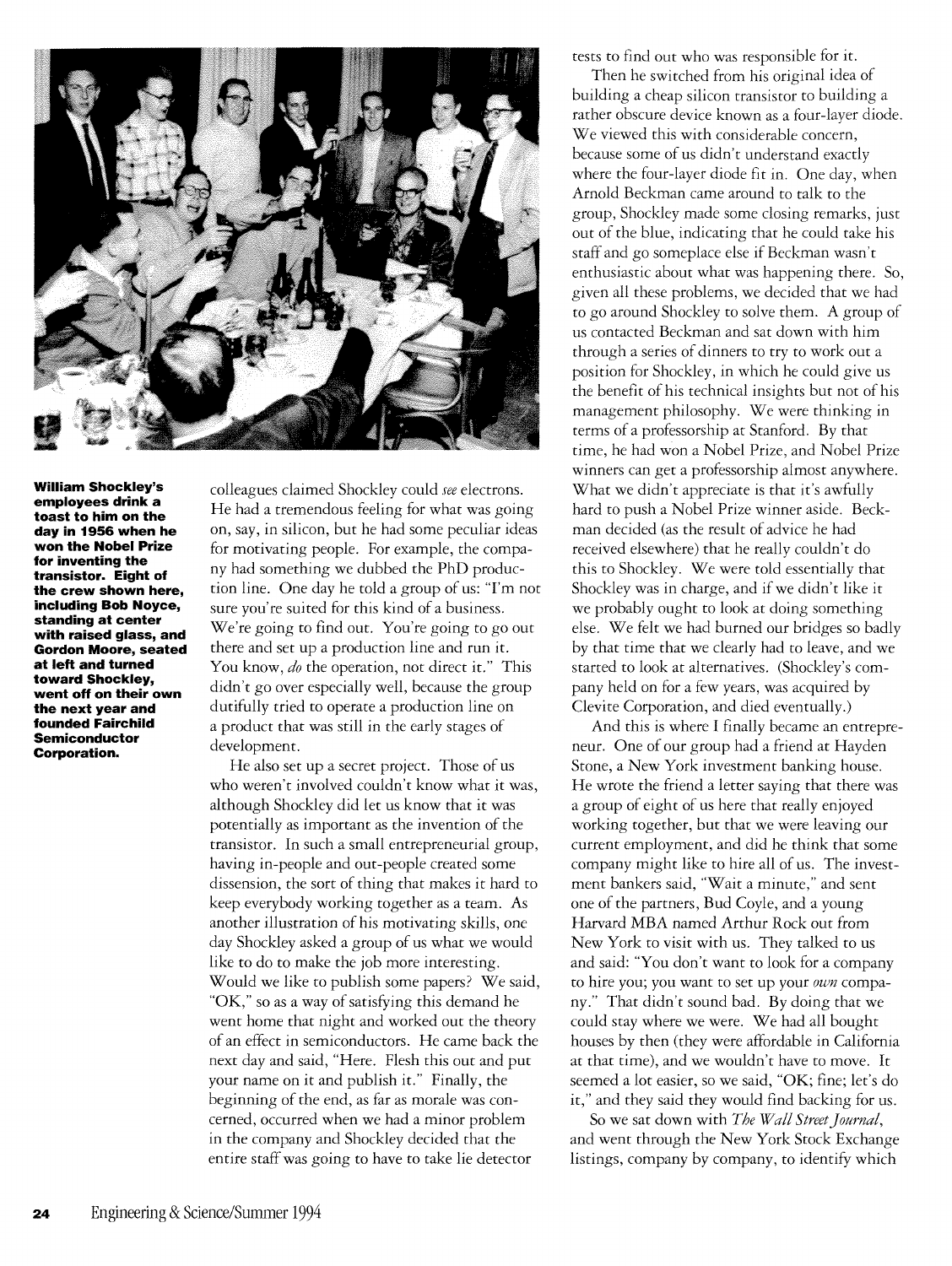**William Shockley's employees drink a toast to him on the day in 1956 when he won the Nobel Prize for inventing the transistor. Eight of the crew shown here, including Bob Noyce, standing at center with raised glass, and Gordon Moore, seated at left and turned toward Shockley, went off on their own the next year and founded Fairchild Semiconductor Corporation.**

colleagues claimed Shockley could *see* electrons. He had a tremendous feeling for what was going on, say, in silicon, but he had some peculiar ideas for motivating people. For example, the company had something we dubbed the PhD production line. One day he told a group of us: "I'm not sure you're suited for this kind of a business. We're going to find out. You're going to go out there and set up a production line and run it. You know, *do* the operation, not direct it." This didn't go over especially well, because the group dutifully tried to operate a production line on a product that was still in the early stages of development.

He also set up a secret project. Those of us who weren't involved couldn't know what it was, although Shockley did let us know that it was potentially as important as the invention of the transistor. In such a small entrepreneurial group, having in-people and out-people created some dissension, the sort of thing that makes it hard to keep everybody working together as a team. As another illustration of his motivating skills, one day Shockley asked a group of us what we would like to do to make the job more interesting. Would we like to publish some papers? We said, "OK," so as a way of satisfying this demand he went home that night and worked out the theory of an effect in semiconductors. He came back the next day and said, "Here. Flesh this out and put your name on it and publish it." Finally, the beginning of the end, as far as morale was concerned, occurred when we had a minor problem in the company and Shockley decided that the entire staff was going to have to take lie detector tests to find out who was responsible for it.

Then he switched from his original idea of building a cheap silicon transistor to building a rather obscure device known as a four-layer diode. We viewed this with considerable concern, because some of us didn't understand exactly where the four-layer diode fit in. One day, when Arnold Beckman came around to talk to the group, Shockley made some closing remarks, just out of the blue, indicating that he could take his staff and go someplace else if Beckman wasn't enthusiastic about what was happening there. So, given all these problems, we decided that we had to go around Shockley to solve them. A group of us contacted Beckman and sat down with him through a series of dinners to try to work out a position for Shockley, in which he could give us the benefit of his technical insights but not of his management philosophy. We were thinking in terms of a professorship at Stanford. By that time, he had won a Nobel Prize, and Nobel Prize winners can get a professorship almost anywhere. What we didn't appreciate is that it's awfully hard to push a Nobel Prize winner aside. Beckman decided (as the result of advice he had received elsewhere) that he really couldn't do this to Shockley. We were told essentially that Shockley was in charge, and if we didn't like it we probably ought to look at doing something else. We felt we had burned our bridges so badly by that time that we clearly had to leave, and we started to look at alternatives. (Shockley's company held on for a few years, was acquired by Clevite Corporation, and died eventually.)

And this is where I finally became an entrepreneur. One of our group had a friend at Hayden Stone, a New York investment banking house. He wrote the friend a letter saying that there was a group of eight of us here that really enjoyed working together, but that we were leaving our current employment, and did he think that some company might like to hire all of us. The investment bankers said, "Wait a minute," and sent one of the partners, Bud Coyle, and a young Harvard MBA named Arthur Rock out from New York to visit with us. They talked to us and said: "You don't want to look for a company to hire you; you want to set up your *own* company." That didn't sound bad. By doing that we could stay where we were. We had all bought houses by then (they were affordable in California at that time), and we wouldn't have to move. It seemed a lot easier, so we said, "OK; fine; let's do it," and they said they would find backing for us.

So we sat down with *The Wall Street Journal*, and went through the New York Stock Exchange listings, company by company, to identify which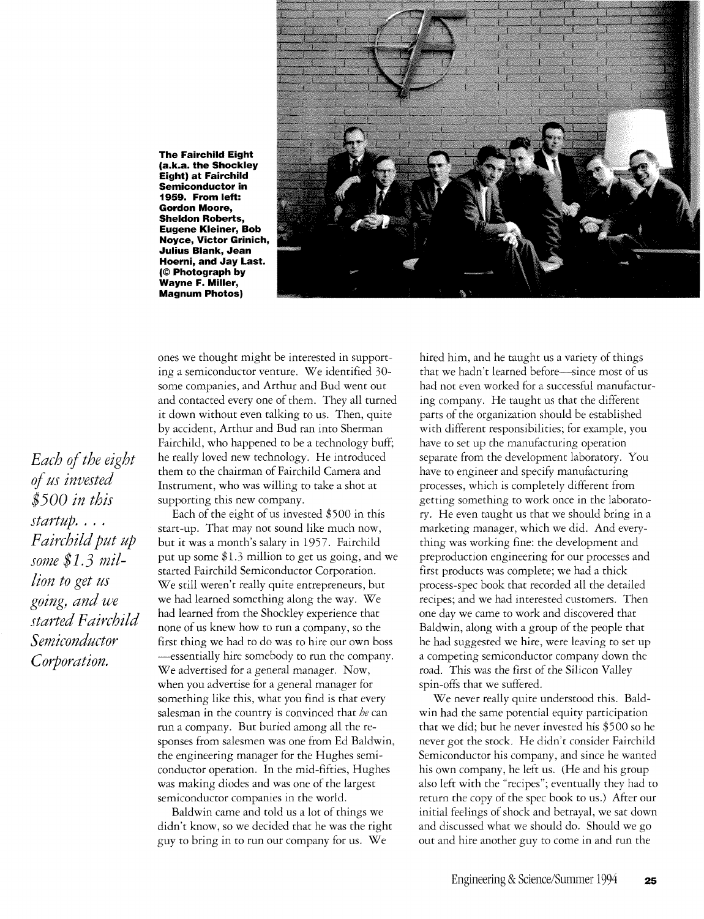**The Fairchild Eight (a.k.a. the Shockley Eight) at Fairchild Semiconductor in 1959. From left: Gordon Moore, Sheldon Roberts, Eugene Kleiner, Bob Noyce, Victor Grinich, Julius Blank, Jean Hoerni, and Jay Last. (© Photograph by Wayne F. Miller, Magnum Photos)**

ones we thought might be interested in supporting a semiconductor venture. We identified 30-some companies, and Arthur and Bud went out and contacted every one of them. They all turned it down without even talking to us. Then, quite by accident, Arthur and Bud ran into Sherman Fairchild, who happened to be a technology buff; he really loved new technology. He introduced them to the chairman of Fairchild Camera and Instrument, who was willing to take a shot at supporting this new company.

*Each of the eight of us invested $500 in this startup. . . . Fairchild put up some $1.3 million to get us going, and we started Fairchild Semiconductor Corporation.*

Each of the eight of us invested $500 in this start-up. That may not sound like much now, but it was a month's salary in 1957. Fairchild put up some $1.3 million to get us going, and we started Fairchild Semiconductor Corporation. We still weren't really quite entrepreneurs, but we had learned something along the way. We had learned from the Shockley experience that none of us knew how to run a company, so the first thing we had to do was to hire our own boss —essentially hire somebody to run the company. We advertised for a general manager. Now, when you advertise for a general manager for something like this, what you find is that every salesman in the country is convinced that *he* can run a company. But buried among all the responses from salesmen was one from Ed Baldwin, the engineering manager for the Hughes semiconductor operation. In the mid-fifties, Hughes was making diodes and was one of the largest semiconductor companies in the world.

Baldwin came and told us a lot of things we didn't know, so we decided that he was the right guy to bring in to run our company for us. We hired him, and he taught us a variety of things that we hadn't learned before—since most of us had not even worked for a successful manufacturing company. He taught us that the different parts of the organization should be established with different responsibilities; for example, you have to set up the manufacturing operation separate from the development laboratory. You have to engineer and specify manufacturing processes, which is completely different from getting something to work once in the laboratory. He even taught us that we should bring in a marketing manager, which we did. And everything was working fine: the development and preproduction engineering for our processes and first products was complete; we had a thick process-spec book that recorded all the detailed recipes; and we had interested customers. Then one day we came to work and discovered that Baldwin, along with a group of the people that he had suggested we hire, were leaving to set up a competing semiconductor company down the road. This was the first of the Silicon Valley spin-offs that we suffered.

We never really quite understood this. Baldwin had the same potential equity participation that we did; but he never invested his $500 so he never got the stock. He didn't consider Fairchild Semiconductor his company, and since he wanted his own company, he left us. (He and his group also left with the "recipes"; eventually they had to return the copy of the spec book to us.) After our initial feelings of shock and betrayal, we sat down and discussed what we should do. Should we go out and hire another guy to come in and run the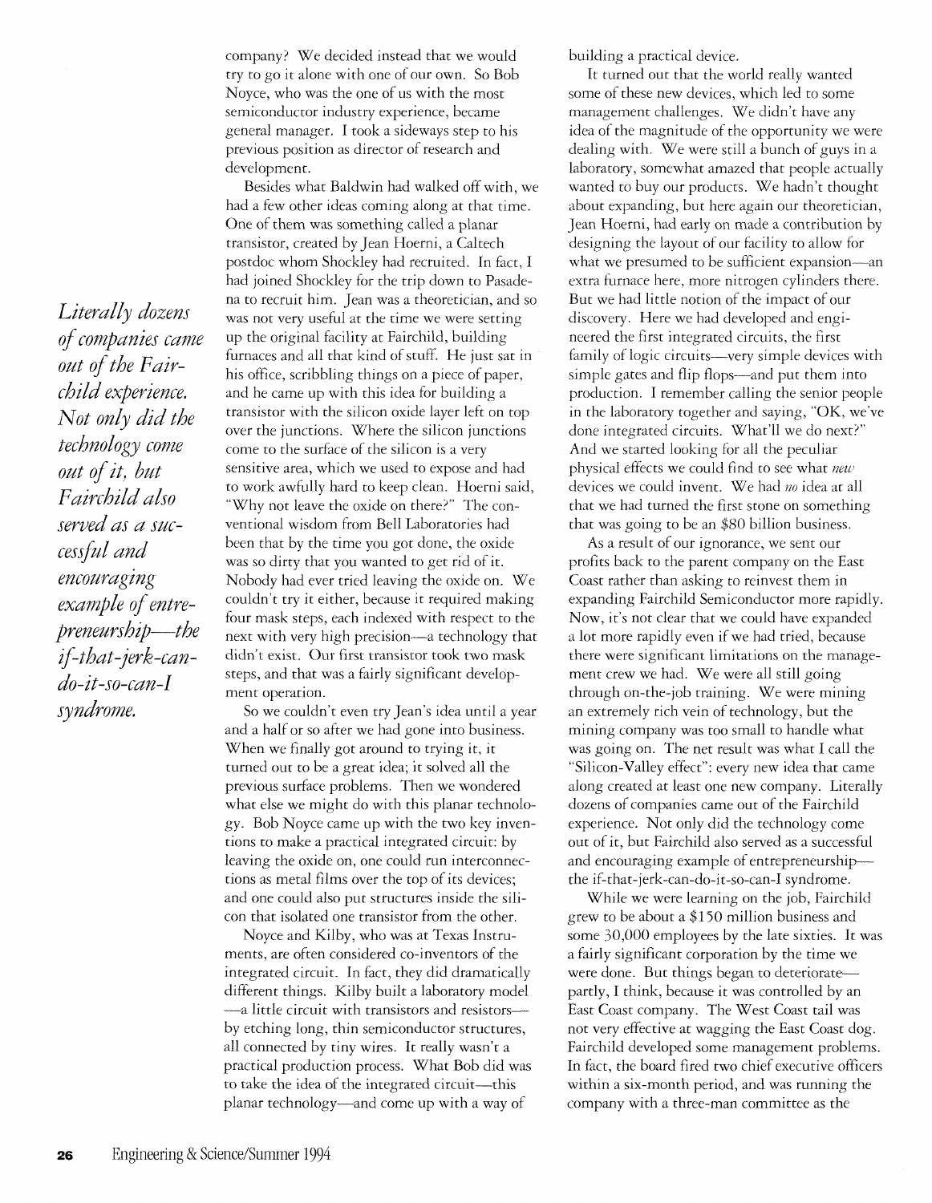company? We decided instead that we would try to go it alone with one of our own. So Bob Noyce, who was the one of us with the most semiconductor industry experience, became general manager. I took a sideways step to his previous position as director of research and development.

Besides what Baldwin had walked off with, we had a few other ideas coming along at that time. One of them was something called a planar transistor, created by Jean Hoerni, a Caltech postdoc whom Shockley had recruited. In fact, I had joined Shockley for the trip down to Pasadena to recruit him. Jean was a theoretician, and so was not very useful at the time we were setting up the original facility at Fairchild, building furnaces and all that kind of stuff. He just sat in his office, scribbling things on a piece of paper, and he came up with this idea for building a transistor with the silicon oxide layer left on top over the junctions. Where the silicon junctions come to the surface of the silicon is a very sensitive area, which we used to expose and had to work awfully hard to keep clean. Hoerni said, "Why not leave the oxide on there?" The conventional wisdom from Bell Laboratories had been that by the time you got done, the oxide was so dirty that you wanted to get rid of it. Nobody had ever tried leaving the oxide on. We couldn't try it either, because it required making four mask steps, each indexed with respect to the next with very high precision—a technology that didn't exist. Our first transistor took two mask steps, and that was a fairly significant development operation.

So we couldn't even try Jean's idea until a year and a half or so after we had gone into business. When we finally got around to trying it, it turned out to be a great idea; it solved all the previous surface problems. Then we wondered what else we might do with this planar technology. Bob Noyce came up with the two key inventions to make a practical integrated circuit: by leaving the oxide on, one could run interconnections as metal films over the top of its devices; and one could also put structures inside the silicon that isolated one transistor from the other.

Noyce and Kilby, who was at Texas Instruments, are often considered co-inventors of the integrated circuit. In fact, they did dramatically different things. Kilby built a laboratory model—a little circuit with transistors and resistors—by etching long, thin semiconductor structures, all connected by tiny wires. It really wasn't a practical production process. What Bob did was to take the idea of the integrated circuit—this planar technology—and come up with a way of building a practical device.

It turned out that the world really wanted some of these new devices, which led to some management challenges. We didn't have any idea of the magnitude of the opportunity we were dealing with. We were still a bunch of guys in a laboratory, somewhat amazed that people actually wanted to buy our products. We hadn't thought about expanding, but here again our theoretician, Jean Hoerni, had early on made a contribution by designing the layout of our facility to allow for what we presumed to be sufficient expansion—an extra furnace here, more nitrogen cylinders there. But we had little notion of the impact of our discovery. Here we had developed and engineered the first integrated circuits, the first family of logic circuits—very simple devices with simple gates and flip flops—and put them into production. I remember calling the senior people in the laboratory together and saying, "OK, we've done integrated circuits. What'll we do next?" And we started looking for all the peculiar physical effects we could find to see what *new* devices we could invent. We had *no* idea at all that we had turned the first stone on something that was going to be an $80 billion business.

As a result of our ignorance, we sent our profits back to the parent company on the East Coast rather than asking to reinvest them in expanding Fairchild Semiconductor more rapidly. Now, it's not clear that we could have expanded a lot more rapidly even if we had tried, because there were significant limitations on the management crew we had. We were all still going through on-the-job training. We were mining an extremely rich vein of technology, but the mining company was too small to handle what was going on. The net result was what I call the "Silicon-Valley effect": every new idea that came along created at least one new company. Literally dozens of companies came out of the Fairchild experience. Not only did the technology come out of it, but Fairchild also served as a successful and encouraging example of entrepreneurship—the if-that-jerk-can-do-it-so-can-I syndrome.

*Literally dozens of companies came out of the Fairchild experience. Not only did the technology come out of it, but Fairchild also served as a successful and encouraging example of entrepreneurship—the if-that-jerk-can-do-it-so-can-I syndrome.*

While we were learning on the job, Fairchild grew to be about a $150 million business and some 30,000 employees by the late sixties. It was a fairly significant corporation by the time we were done. But things began to deteriorate—partly, I think, because it was controlled by an East Coast company. The West Coast tail was not very effective at wagging the East Coast dog. Fairchild developed some management problems. In fact, the board fired two chief executive officers within a six-month period, and was running the company with a three-man committee as the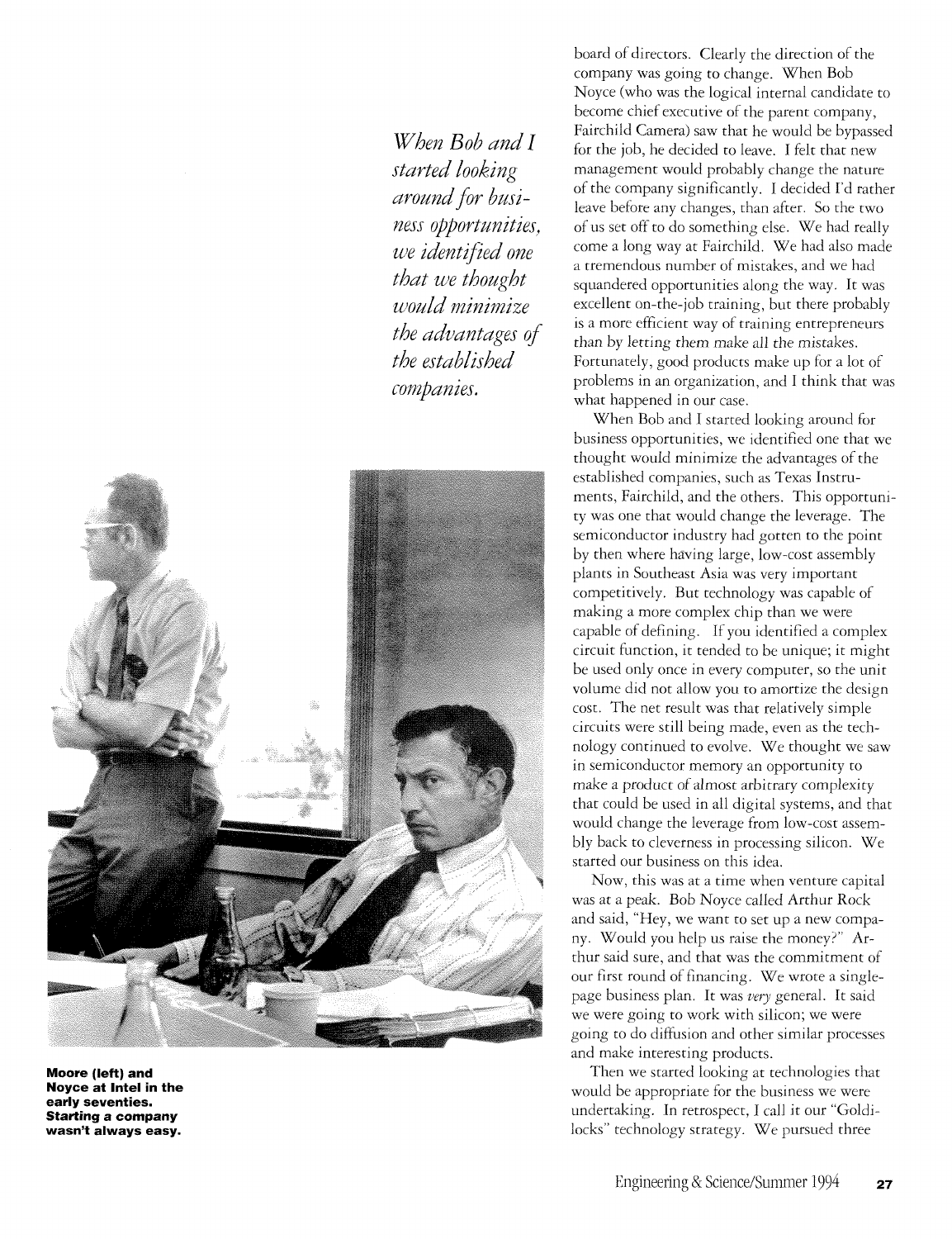*When Bob and I started looking around for business opportunities, we identified one that we thought would minimize the advantages of the established companies.*

**Moore (left) and Noyce at Intel in the early seventies. Starting a company wasn't always easy.**

board of directors. Clearly the direction of the company was going to change. When Bob Noyce (who was the logical internal candidate to become chief executive of the parent company, Fairchild Camera) saw that he would be bypassed for the job, he decided to leave. I felt that new management would probably change the nature of the company significantly. I decided I'd rather leave before any changes, than after. So the two of us set off to do something else. We had really come a long way at Fairchild. We had also made a tremendous number of mistakes, and we had squandered opportunities along the way. It was excellent on-the-job training, but there probably is a more efficient way of training entrepreneurs than by letting them make all the mistakes. Fortunately, good products make up for a lot of problems in an organization, and I think that was what happened in our case.

When Bob and I started looking around for business opportunities, we identified one that we thought would minimize the advantages of the established companies, such as Texas Instruments, Fairchild, and the others. This opportunity was one that would change the leverage. The semiconductor industry had gotten to the point by then where having large, low-cost assembly plants in Southeast Asia was very important competitively. But technology was capable of making a more complex chip than we were capable of defining. If you identified a complex circuit function, it tended to be unique; it might be used only once in every computer, so the unit volume did not allow you to amortize the design cost. The net result was that relatively simple circuits were still being made, even as the technology continued to evolve. We thought we saw in semiconductor memory an opportunity to make a product of almost arbitrary complexity that could be used in all digital systems, and that would change the leverage from low-cost assembly back to cleverness in processing silicon. We started our business on this idea.

Now, this was at a time when venture capital was at a peak. Bob Noyce called Arthur Rock and said, "Hey, we want to set up a new company. Would you help us raise the money?" Arthur said sure, and that was the commitment of our first round of financing. We wrote a single-page business plan. It was *very* general. It said we were going to work with silicon; we were going to do diffusion and other similar processes and make interesting products.

Then we started looking at technologies that would be appropriate for the business we were undertaking. In retrospect, I call it our "Goldilocks" technology strategy. We pursued three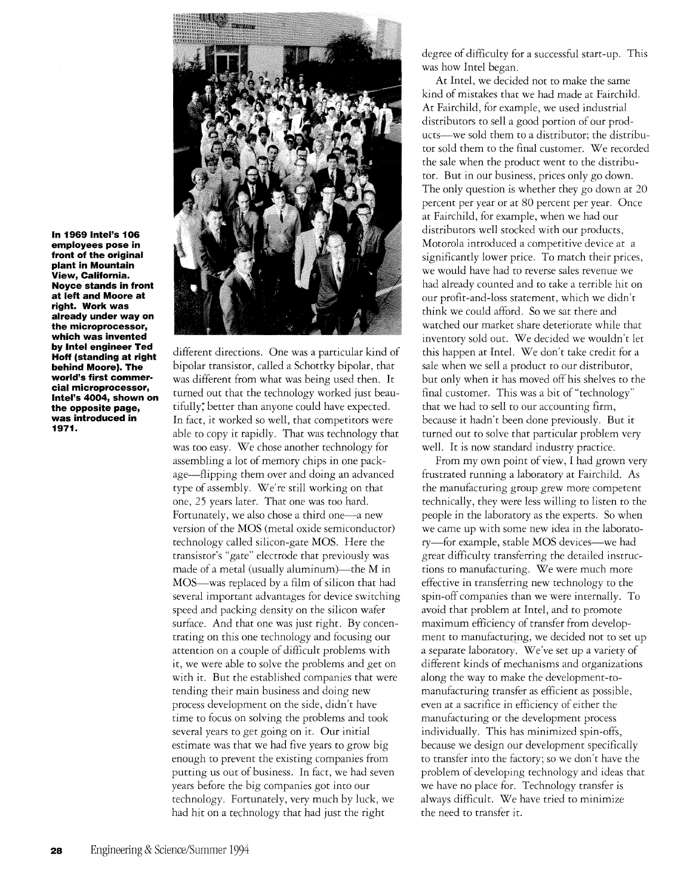**In 1969 Intel's 106 employees pose in front of the original plant in Mountain View, California. Noyce stands in front at left and Moore at right. Work was already under way on the microprocessor, which was invented by Intel engineer Ted Hoff (standing at right behind Moore). The world's first commercial microprocessor, Intel's 4004, shown on the opposite page, was introduced in 1971.**

different directions. One was a particular kind of bipolar transistor, called a Schottky bipolar, that was different from what was being used then. It turned out that the technology worked just beautifully; better than anyone could have expected. In fact, it worked so well, that competitors were able to copy it rapidly. That was technology that was too easy. We chose another technology for assembling a lot of memory chips in one package—flipping them over and doing an advanced type of assembly. We're still working on that one, 25 years later. That one was too hard. Fortunately, we also chose a third one—a new version of the MOS (metal oxide semiconductor) technology called silicon-gate MOS. Here the transistor's "gate" electrode that previously was made of a metal (usually aluminum)—the M in MOS—was replaced by a film of silicon that had several important advantages for device switching speed and packing density on the silicon wafer surface. And that one was just right. By concentrating on this one technology and focusing our attention on a couple of difficult problems with it, we were able to solve the problems and get on with it. But the established companies that were tending their main business and doing new process development on the side, didn't have time to focus on solving the problems and took several years to get going on it. Our initial estimate was that we had five years to grow big enough to prevent the existing companies from putting us out of business. In fact, we had seven years before the big companies got into our technology. Fortunately, very much by luck, we had hit on a technology that had just the right degree of difficulty for a successful start-up. This was how Intel began.

At Intel, we decided not to make the same kind of mistakes that we had made at Fairchild. At Fairchild, for example, we used industrial distributors to sell a good portion of our products—we sold them to a distributor; the distributor sold them to the final customer. We recorded the sale when the product went to the distributor. But in our business, prices only go down. The only question is whether they go down at 20 percent per year or at 80 percent per year. Once at Fairchild, for example, when we had our distributors well stocked with our products, Motorola introduced a competitive device at a significantly lower price. To match their prices, we would have had to reverse sales revenue we had already counted and to take a terrible hit on our profit-and-loss statement, which we didn't think we could afford. So we sat there and watched our market share deteriorate while that inventory sold out. We decided we wouldn't let this happen at Intel. We don't take credit for a sale when we sell a product to our distributor, but only when it has moved off his shelves to the final customer. This was a bit of "technology" that we had to sell to our accounting firm, because it hadn't been done previously. But it turned out to solve that particular problem very well. It is now standard industry practice.

From my own point of view, I had grown very frustrated running a laboratory at Fairchild. As the manufacturing group grew more competent technically, they were less willing to listen to the people in the laboratory as the experts. So when we came up with some new idea in the laboratory—for example, stable MOS devices—we had great difficulty transferring the detailed instructions to manufacturing. We were much more effective in transferring new technology to the spin-off companies than we were internally. To avoid that problem at Intel, and to promote maximum efficiency of transfer from development to manufacturing, we decided not to set up a separate laboratory. We've set up a variety of different kinds of mechanisms and organizations along the way to make the development-to-manufacturing transfer as efficient as possible, even at a sacrifice in efficiency of either the manufacturing or the development process individually. This has minimized spin-offs, because we design our development specifically to transfer into the factory; so we don't have the problem of developing technology and ideas that we have no place for. Technology transfer is always difficult. We have tried to minimize the need to transfer it.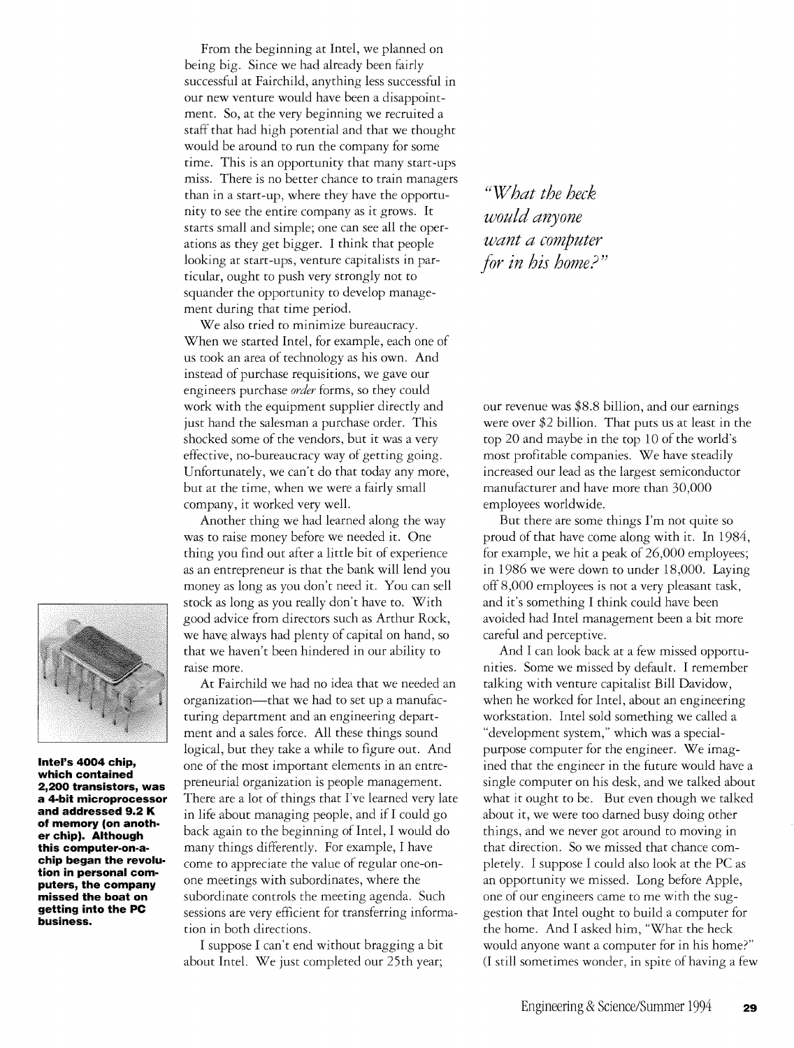From the beginning at Intel, we planned on being big. Since we had already been fairly successful at Fairchild, anything less successful in our new venture would have been a disappointment. So, at the very beginning we recruited a staff that had high potential and that we thought would be around to run the company for some time. This is an opportunity that many start-ups miss. There is no better chance to train managers than in a start-up, where they have the opportunity to see the entire company as it grows. It starts small and simple; one can see all the operations as they get bigger. I think that people looking at start-ups, venture capitalists in particular, ought to push very strongly not to squander the opportunity to develop management during that time period.

We also tried to minimize bureaucracy. When we started Intel, for example, each one of us took an area of technology as his own. And instead of purchase requisitions, we gave our engineers purchase *order* forms, so they could work with the equipment supplier directly and just hand the salesman a purchase order. This shocked some of the vendors, but it was a very effective, no-bureaucracy way of getting going. Unfortunately, we can't do that today any more, but at the time, when we were a fairly small company, it worked very well.

Another thing we had learned along the way was to raise money before we needed it. One thing you find out after a little bit of experience as an entrepreneur is that the bank will lend you money as long as you don't need it. You can sell stock as long as you really don't have to. With good advice from directors such as Arthur Rock, we have always had plenty of capital on hand, so that we haven't been hindered in our ability to raise more.

**Intel's 4004 chip, which contained 2,200 transistors, was a 4-bit microprocessor and addressed 9.2 K of memory (on another chip). Although this computer-on-a-chip began the revolution in personal computers, the company missed the boat on getting into the PC business.**

At Fairchild we had no idea that we needed an organization—that we had to set up a manufacturing department and an engineering department and a sales force. All these things sound logical, but they take a while to figure out. And one of the most important elements in an entrepreneurial organization is people management. There are a lot of things that I've learned very late in life about managing people, and if I could go back again to the beginning of Intel, I would do many things differently. For example, I have come to appreciate the value of regular one-on-one meetings with subordinates, where the subordinate controls the meeting agenda. Such sessions are very efficient for transferring information in both directions.

I suppose I can't end without bragging a bit about Intel. We just completed our 25th year; our revenue was $8.8 billion, and our earnings were over $2 billion. That puts us at least in the top 20 and maybe in the top 10 of the world's most profitable companies. We have steadily increased our lead as the largest semiconductor manufacturer and have more than 30,000 employees worldwide.

*"What the heck would anyone want a computer for in his home?"*

But there are some things I'm not quite so proud of that have come along with it. In 1984, for example, we hit a peak of 26,000 employees; in 1986 we were down to under 18,000. Laying off 8,000 employees is not a very pleasant task, and it's something I think could have been avoided had Intel management been a bit more careful and perceptive.

And I can look back at a few missed opportunities. Some we missed by default. I remember talking with venture capitalist Bill Davidow, when he worked for Intel, about an engineering workstation. Intel sold something we called a "development system," which was a special-purpose computer for the engineer. We imagined that the engineer in the future would have a single computer on his desk, and we talked about what it ought to be. But even though we talked about it, we were too darned busy doing other things, and we never got around to moving in that direction. So we missed that chance completely. I suppose I could also look at the PC as an opportunity we missed. Long before Apple, one of our engineers came to me with the suggestion that Intel ought to build a computer for the home. And I asked him, "What the heck would anyone want a computer for in his home?" (I still sometimes wonder, in spite of having a few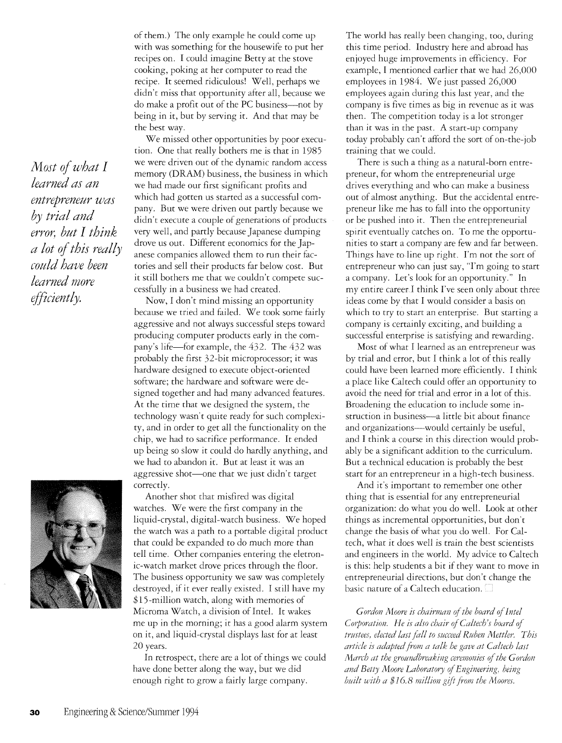of them.) The only example he could come up with was something for the housewife to put her recipes on. I could imagine Betty at the stove cooking, poking at her computer to read the recipe. It seemed ridiculous! Well, perhaps we didn't miss that opportunity after all, because we do make a profit out of the PC business—not by being in it, but by serving it. And that may be the best way.

We missed other opportunities by poor execution. One that really bothers me is that in 1985 we were driven out of the dynamic random access memory (DRAM) business, the business in which we had made our first significant profits and which had gotten us started as a successful company. But we were driven out partly because we didn't execute a couple of generations of products very well, and partly because Japanese dumping drove us out. Different economics for the Japanese companies allowed them to run their factories and sell their products far below cost. But it still bothers me that we couldn't compete successfully in a business we had created.

*Most of what I learned as an entrepreneur was by trial and error, but I think a lot of this really could have been learned more efficiently.*

Now, I don't mind missing an opportunity because we tried and failed. We took some fairly aggressive and not always successful steps toward producing computer products early in the company's life—for example, the 432. The 432 was probably the first 32-bit microprocessor; it was hardware designed to execute object-oriented software; the hardware and software were designed together and had many advanced features. At the time that we designed the system, the technology wasn't quite ready for such complexity, and in order to get all the functionality on the chip, we had to sacrifice performance. It ended up being so slow it could do hardly anything, and we had to abandon it. But at least it was an aggressive shot—one that we just didn't target correctly.

Another shot that misfired was digital watches. We were the first company in the liquid-crystal, digital-watch business. We hoped the watch was a path to a portable digital product that could be expanded to do much more than tell time. Other companies entering the eletronic-watch market drove prices through the floor. The business opportunity we saw was completely destroyed, if it ever really existed. I still have my $15-million watch, along with memories of Microma Watch, a division of Intel. It wakes me up in the morning; it has a good alarm system on it, and liquid-crystal displays last for at least 20 years.

In retrospect, there are a lot of things we could have done better along the way, but we did enough right to grow a fairly large company. The world has really been changing, too, during this time period. Industry here and abroad has enjoyed huge improvements in efficiency. For example, I mentioned earlier that we had 26,000 employees in 1984. We just passed 26,000 employees again during this last year, and the company is five times as big in revenue as it was then. The competition today is a lot stronger than it was in the past. A start-up company today probably can't afford the sort of on-the-job training that we could.

There is such a thing as a natural-born entrepreneur, for whom the entrepreneurial urge drives everything and who can make a business out of almost anything. But the accidental entrepreneur like me has to fall into the opportunity or be pushed into it. Then the entrepreneurial spirit eventually catches on. To me the opportunities to start a company are few and far between. Things have to line up right. I'm not the sort of entrepreneur who can just say, "I'm going to start a company. Let's look for an opportunity." In my entire career I think I've seen only about three ideas come by that I would consider a basis on which to try to start an enterprise. But starting a company is certainly exciting, and building a successful enterprise is satisfying and rewarding.

Most of what I learned as an entrepreneur was by trial and error, but I think a lot of this really could have been learned more efficiently. I think a place like Caltech could offer an opportunity to avoid the need for trial and error in a lot of this. Broadening the education to include some instruction in business—a little bit about finance and organizations—would certainly be useful, and I think a course in this direction would probably be a significant addition to the curriculum. But a technical education is probably the best start for an entrepreneur in a high-tech business.

And it's important to remember one other thing that is essential for any entrepreneurial organization: do what you do well. Look at other things as incremental opportunities, but don't change the basis of what you do well. For Caltech, what it does well is train the best scientists and engineers in the world. My advice to Caltech is this: help students a bit if they want to move in entrepreneurial directions, but don't change the basic nature of a Caltech education. □

*Gordon Moore is chairman of the board of Intel Corporation. He is also chair of Caltech's board of trustees, elected last fall to succeed Ruben Mettler. This article is adapted from a talk he gave at Caltech last March at the groundbreaking ceremonies of the Gordon and Betty Moore Laboratory of Engineering, being built with a $16.8 million gift from the Moores.*